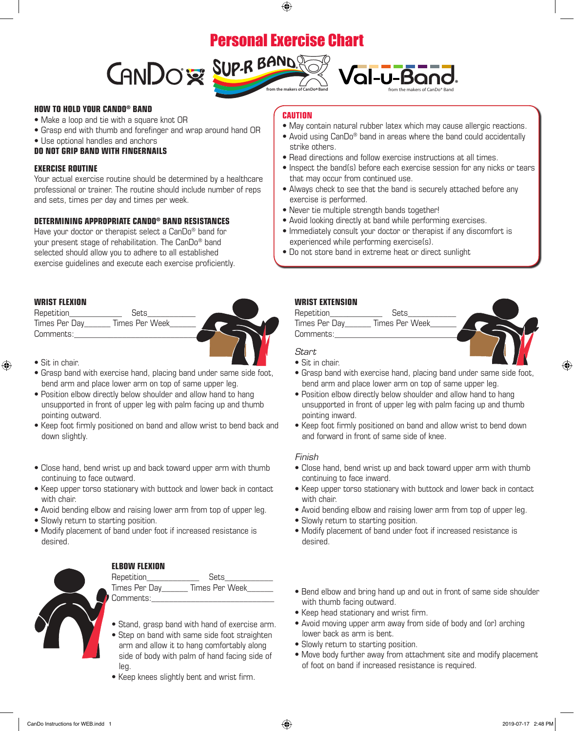# Personal Exercise Chart

CanDo® SUP-R BAND® Val-u-Band®

from the makers of CanDo® Band

## HOW TO HOLD YOUR CANDO® BAND

- Make a loop and tie with a square knot OR
- Grasp end with thumb and forefinger and wrap around hand OR
- Use optional handles and anchors

**DO NOT GRIP BAND WITH FINGERNAILS**

## EXERCISE ROUTINE

Your actual exercise routine should be determined by a healthcare professional or trainer. The routine should include number of reps and sets, times per day and times per week.

## DETERMINING APPROPRIATE CANDO® BAND RESISTANCES

Have your doctor or therapist select a CanDo® band for your present stage of rehabilitation. The CanDo® band selected should allow you to adhere to all established exercise guidelines and execute each exercise proficiently.

## CAUTION

- May contain natural rubber latex which may cause allergic reactions.
- Avoid using CanDo® band in areas where the band could accidentally strike others.
- Read directions and follow exercise instructions at all times.
- Inspect the band(s) before each exercise session for any nicks or tears that may occur from continued use.
- Always check to see that the band is securely attached before any exercise is performed.
- Never tie multiple strength bands together!
- Avoid looking directly at band while performing exercises.
- Immediately consult your doctor or therapist if any discomfort is experienced while performing exercise(s).
- Do not store band in extreme heat or direct sunlight

## WRIST FLEXION

Repetition____________ Sets___________
Times Per Day______ Times Per Week______
Comments:____________________________

- Sit in chair.
- Grasp band with exercise hand, placing band under same side foot, bend arm and place lower arm on top of same upper leg.
- Position elbow directly below shoulder and allow hand to hang unsupported in front of upper leg with palm facing up and thumb pointing outward.
- Keep foot firmly positioned on band and allow wrist to bend back and down slightly.

- Close hand, bend wrist up and back toward upper arm with thumb continuing to face outward.
- Keep upper torso stationary with buttock and lower back in contact with chair.
- Avoid bending elbow and raising lower arm from top of upper leg.
- Slowly return to starting position.
- Modify placement of band under foot if increased resistance is desired.

## WRIST EXTENSION

Repetition____________ Sets___________
Times Per Day______ Times Per Week______
Comments:____________________________

*Start*

- Sit in chair.
- Grasp band with exercise hand, placing band under same side foot, bend arm and place lower arm on top of same upper leg.
- Position elbow directly below shoulder and allow hand to hang unsupported in front of upper leg with palm facing up and thumb pointing inward.
- Keep foot firmly positioned on band and allow wrist to bend down and forward in front of same side of knee.

*Finish*

- Close hand, bend wrist up and back toward upper arm with thumb continuing to face inward.
- Keep upper torso stationary with buttock and lower back in contact with chair.
- Avoid bending elbow and raising lower arm from top of upper leg.
- Slowly return to starting position.
- Modify placement of band under foot if increased resistance is desired.

## ELBOW FLEXION

Repetition____________ Sets___________
Times Per Day______ Times Per Week______
Comments:____________________________

- Stand, grasp band with hand of exercise arm.
- Step on band with same side foot straighten arm and allow it to hang comfortably along side of body with palm of hand facing side of leg.
- Keep knees slightly bent and wrist firm.

- Bend elbow and bring hand up and out in front of same side shoulder with thumb facing outward.
- Keep head stationary and wrist firm.
- Avoid moving upper arm away from side of body and (or) arching lower back as arm is bent.
- Slowly return to starting position.
- Move body further away from attachment site and modify placement of foot on band if increased resistance is required.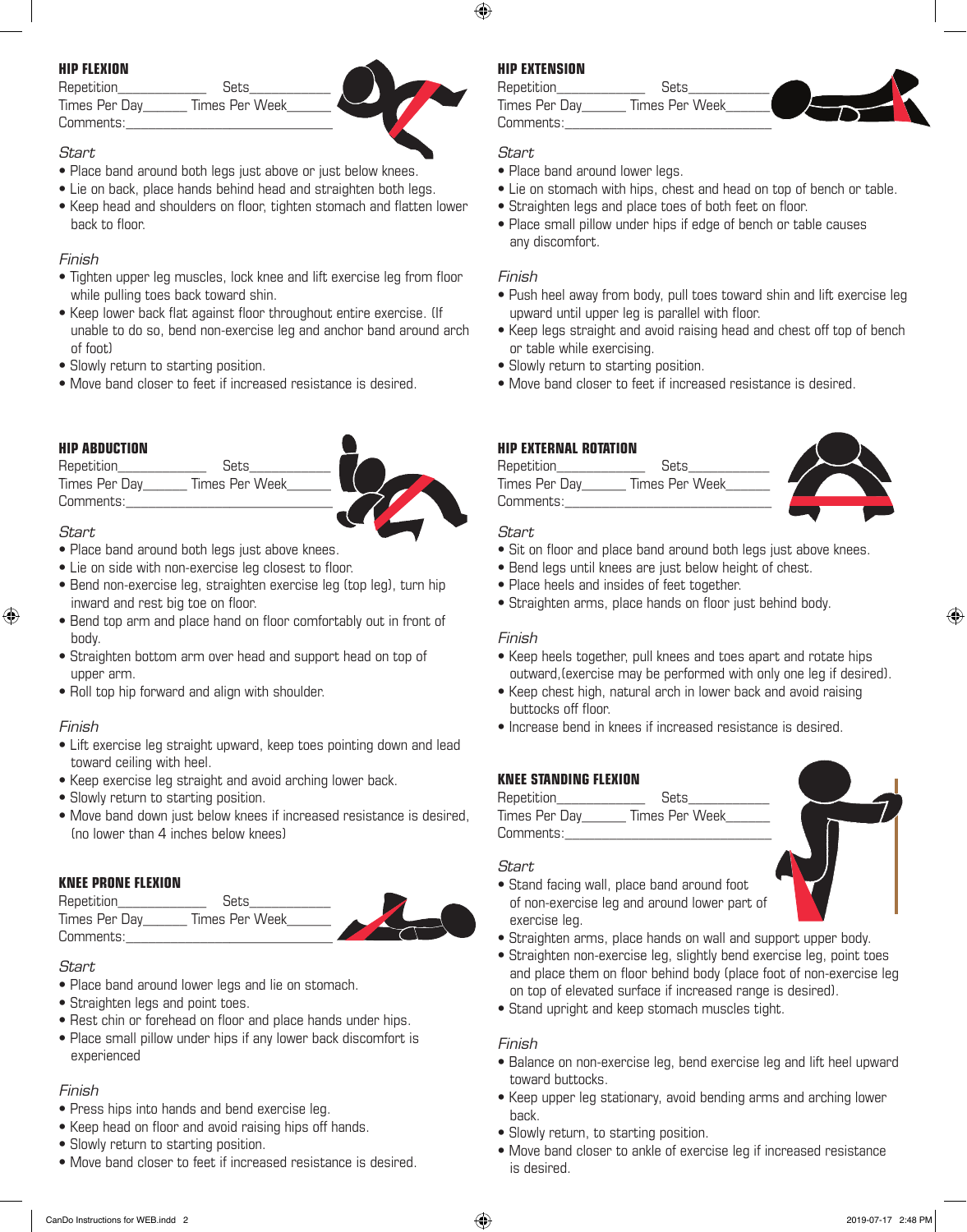### HIP FLEXION

Repetition____________ Sets___________
Times Per Day______ Times Per Week______
Comments:_____________________________

*Start*

- Place band around both legs just above or just below knees.
- Lie on back, place hands behind head and straighten both legs.
- Keep head and shoulders on floor, tighten stomach and flatten lower back to floor.

*Finish*

- Tighten upper leg muscles, lock knee and lift exercise leg from floor while pulling toes back toward shin.
- Keep lower back flat against floor throughout entire exercise. (If unable to do so, bend non-exercise leg and anchor band around arch of foot)
- Slowly return to starting position.
- Move band closer to feet if increased resistance is desired.

### HIP ABDUCTION

Repetition____________ Sets___________
Times Per Day______ Times Per Week______
Comments:_____________________________

*Start*

- Place band around both legs just above knees.
- Lie on side with non-exercise leg closest to floor.
- Bend non-exercise leg, straighten exercise leg (top leg), turn hip inward and rest big toe on floor.
- Bend top arm and place hand on floor comfortably out in front of body.
- Straighten bottom arm over head and support head on top of upper arm.
- Roll top hip forward and align with shoulder.

*Finish*

- Lift exercise leg straight upward, keep toes pointing down and lead toward ceiling with heel.
- Keep exercise leg straight and avoid arching lower back.
- Slowly return to starting position.
- Move band down just below knees if increased resistance is desired, (no lower than 4 inches below knees)

### KNEE PRONE FLEXION

Repetition____________ Sets___________
Times Per Day______ Times Per Week______
Comments:_____________________________

*Start*

- Place band around lower legs and lie on stomach.
- Straighten legs and point toes.
- Rest chin or forehead on floor and place hands under hips.
- Place small pillow under hips if any lower back discomfort is experienced

*Finish*

- Press hips into hands and bend exercise leg.
- Keep head on floor and avoid raising hips off hands.
- Slowly return to starting position.
- Move band closer to feet if increased resistance is desired.

### HIP EXTENSION

Repetition____________ Sets___________
Times Per Day______ Times Per Week______
Comments:_____________________________

*Start*

- Place band around lower legs.
- Lie on stomach with hips, chest and head on top of bench or table.
- Straighten legs and place toes of both feet on floor.
- Place small pillow under hips if edge of bench or table causes any discomfort.

*Finish*

- Push heel away from body, pull toes toward shin and lift exercise leg upward until upper leg is parallel with floor.
- Keep legs straight and avoid raising head and chest off top of bench or table while exercising.
- Slowly return to starting position.
- Move band closer to feet if increased resistance is desired.

### HIP EXTERNAL ROTATION

Repetition____________ Sets___________
Times Per Day______ Times Per Week______
Comments:_____________________________

*Start*

- Sit on floor and place band around both legs just above knees.
- Bend legs until knees are just below height of chest.
- Place heels and insides of feet together.
- Straighten arms, place hands on floor just behind body.

*Finish*

- Keep heels together, pull knees and toes apart and rotate hips outward,(exercise may be performed with only one leg if desired).
- Keep chest high, natural arch in lower back and avoid raising buttocks off floor.
- Increase bend in knees if increased resistance is desired.

### KNEE STANDING FLEXION

Repetition____________ Sets___________
Times Per Day______ Times Per Week______
Comments:_____________________________

*Start*

- Stand facing wall, place band around foot of non-exercise leg and around lower part of exercise leg.
- Straighten arms, place hands on wall and support upper body.
- Straighten non-exercise leg, slightly bend exercise leg, point toes and place them on floor behind body (place foot of non-exercise leg on top of elevated surface if increased range is desired).
- Stand upright and keep stomach muscles tight.

*Finish*

- Balance on non-exercise leg, bend exercise leg and lift heel upward toward buttocks.
- Keep upper leg stationary, avoid bending arms and arching lower back.
- Slowly return, to starting position.
- Move band closer to ankle of exercise leg if increased resistance is desired.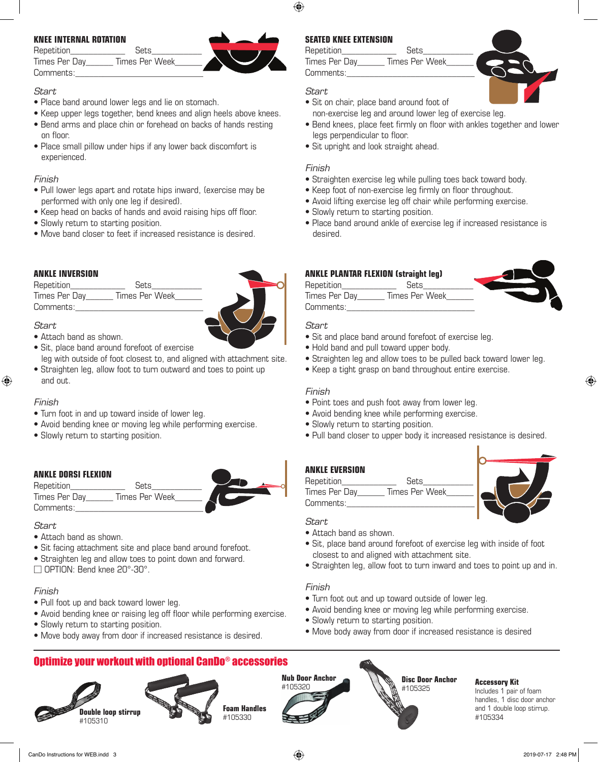### KNEE INTERNAL ROTATION

Repetition____________ Sets___________
Times Per Day______ Times Per Week______
Comments:______________________________

*Start*

- Place band around lower legs and lie on stomach.
- Keep upper legs together, bend knees and align heels above knees.
- Bend arms and place chin or forehead on backs of hands resting on floor.
- Place small pillow under hips if any lower back discomfort is experienced.

*Finish*

- Pull lower legs apart and rotate hips inward, (exercise may be performed with only one leg if desired).
- Keep head on backs of hands and avoid raising hips off floor.
- Slowly return to starting position.
- Move band closer to feet if increased resistance is desired.

### ANKLE INVERSION

Repetition____________ Sets___________
Times Per Day______ Times Per Week______
Comments:______________________________

*Start*

- Attach band as shown.
- Sit, place band around forefoot of exercise leg with outside of foot closest to, and aligned with attachment site.
- Straighten leg, allow foot to turn outward and toes to point up and out.

*Finish*

- Turn foot in and up toward inside of lower leg.
- Avoid bending knee or moving leg while performing exercise.
- Slowly return to starting position.

### ANKLE DORSI FLEXION

Repetition____________ Sets___________
Times Per Day______ Times Per Week______
Comments:______________________________

*Start*

- Attach band as shown.
- Sit facing attachment site and place band around forefoot.
- Straighten leg and allow toes to point down and forward.

☐ OPTION: Bend knee 20°-30°.

*Finish*

- Pull foot up and back toward lower leg.
- Avoid bending knee or raising leg off floor while performing exercise.
- Slowly return to starting position.
- Move body away from door if increased resistance is desired.

### SEATED KNEE EXTENSION

Repetition____________ Sets___________
Times Per Day______ Times Per Week______
Comments:______________________________

*Start*

- Sit on chair, place band around foot of non-exercise leg and around lower leg of exercise leg.
- Bend knees, place feet firmly on floor with ankles together and lower legs perpendicular to floor.
- Sit upright and look straight ahead.

*Finish*

- Straighten exercise leg while pulling toes back toward body.
- Keep foot of non-exercise leg firmly on floor throughout.
- Avoid lifting exercise leg off chair while performing exercise.
- Slowly return to starting position.
- Place band around ankle of exercise leg if increased resistance is desired.

### ANKLE PLANTAR FLEXION (straight leg)

Repetition____________ Sets___________
Times Per Day______ Times Per Week______
Comments:______________________________

*Start*

- Sit and place band around forefoot of exercise leg.
- Hold band and pull toward upper body.
- Straighten leg and allow toes to be pulled back toward lower leg.
- Keep a tight grasp on band throughout entire exercise.

*Finish*

- Point toes and push foot away from lower leg.
- Avoid bending knee while performing exercise.
- Slowly return to starting position.
- Pull band closer to upper body it increased resistance is desired.

### ANKLE EVERSION

Repetition____________ Sets___________
Times Per Day______ Times Per Week______
Comments:______________________________

*Start*

- Attach band as shown.
- Sit, place band around forefoot of exercise leg with inside of foot closest to and aligned with attachment site.
- Straighten leg, allow foot to turn inward and toes to point up and in.

*Finish*

- Turn foot out and up toward outside of lower leg.
- Avoid bending knee or moving leg while performing exercise.
- Slowly return to starting position.
- Move body away from door if increased resistance is desired

## Optimize your workout with optional CanDo® accessories

**Double loop stirrup**
#105310

**Foam Handles**
#105330

**Nub Door Anchor**
#105320

**Disc Door Anchor**
#105325

**Accessory Kit**
Includes 1 pair of foam handles, 1 disc door anchor and 1 double loop stirrup.
#105334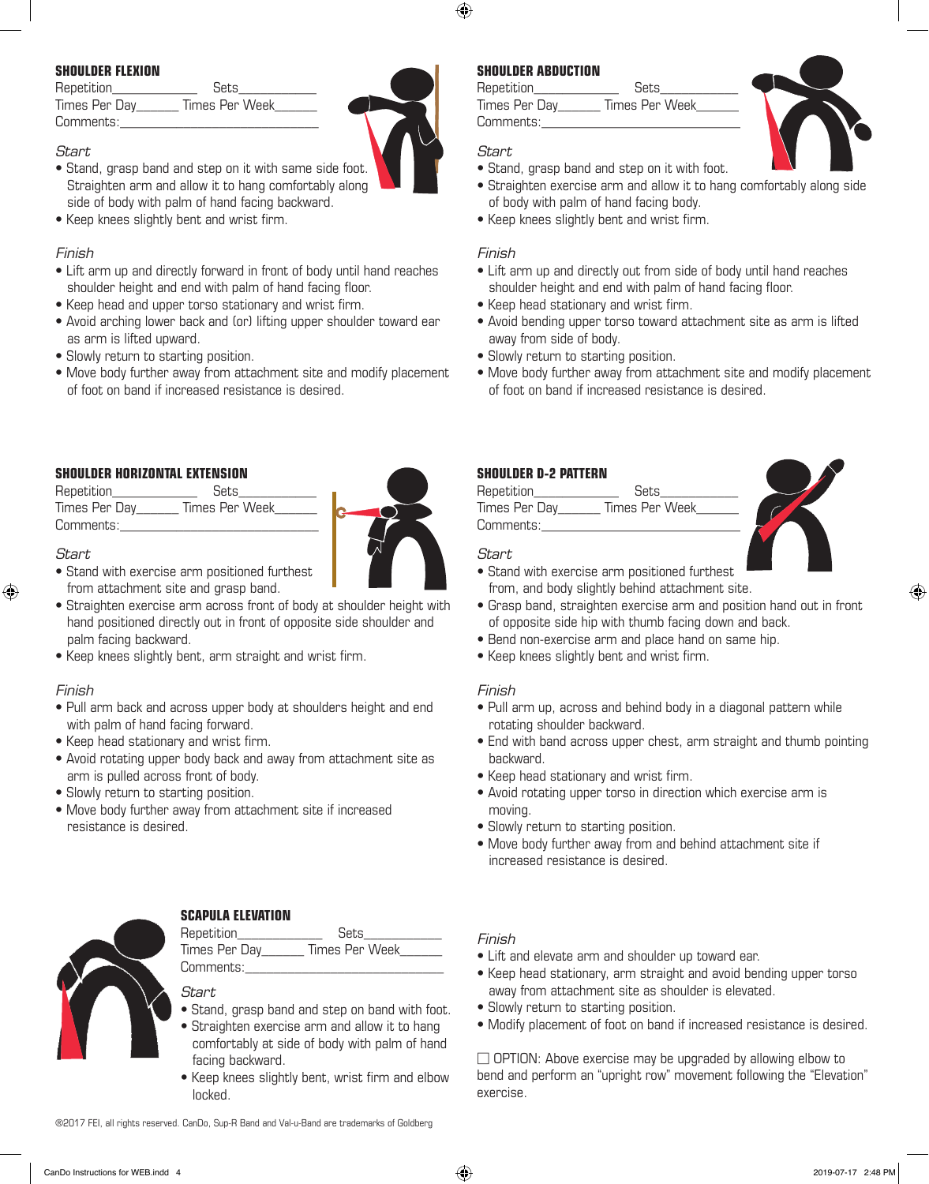## SHOULDER FLEXION

Repetition____________ Sets___________
Times Per Day______ Times Per Week______
Comments:_____________________________

*Start*

- Stand, grasp band and step on it with same side foot. Straighten arm and allow it to hang comfortably along side of body with palm of hand facing backward.
- Keep knees slightly bent and wrist firm.

*Finish*

- Lift arm up and directly forward in front of body until hand reaches shoulder height and end with palm of hand facing floor.
- Keep head and upper torso stationary and wrist firm.
- Avoid arching lower back and (or) lifting upper shoulder toward ear as arm is lifted upward.
- Slowly return to starting position.
- Move body further away from attachment site and modify placement of foot on band if increased resistance is desired.

## SHOULDER ABDUCTION

Repetition____________ Sets___________
Times Per Day______ Times Per Week______
Comments:_____________________________

*Start*

- Stand, grasp band and step on it with foot.
- Straighten exercise arm and allow it to hang comfortably along side of body with palm of hand facing body.
- Keep knees slightly bent and wrist firm.

*Finish*

- Lift arm up and directly out from side of body until hand reaches shoulder height and end with palm of hand facing floor.
- Keep head stationary and wrist firm.
- Avoid bending upper torso toward attachment site as arm is lifted away from side of body.
- Slowly return to starting position.
- Move body further away from attachment site and modify placement of foot on band if increased resistance is desired.

## SHOULDER HORIZONTAL EXTENSION

Repetition____________ Sets___________
Times Per Day______ Times Per Week______
Comments:_____________________________

*Start*

- Stand with exercise arm positioned furthest from attachment site and grasp band.
- Straighten exercise arm across front of body at shoulder height with hand positioned directly out in front of opposite side shoulder and palm facing backward.
- Keep knees slightly bent, arm straight and wrist firm.

*Finish*

- Pull arm back and across upper body at shoulders height and end with palm of hand facing forward.
- Keep head stationary and wrist firm.
- Avoid rotating upper body back and away from attachment site as arm is pulled across front of body.
- Slowly return to starting position.
- Move body further away from attachment site if increased resistance is desired.

## SHOULDER D-2 PATTERN

Repetition____________ Sets___________
Times Per Day______ Times Per Week______
Comments:_____________________________

*Start*

- Stand with exercise arm positioned furthest from, and body slightly behind attachment site.
- Grasp band, straighten exercise arm and position hand out in front of opposite side hip with thumb facing down and back.
- Bend non-exercise arm and place hand on same hip.
- Keep knees slightly bent and wrist firm.

*Finish*

- Pull arm up, across and behind body in a diagonal pattern while rotating shoulder backward.
- End with band across upper chest, arm straight and thumb pointing backward.
- Keep head stationary and wrist firm.
- Avoid rotating upper torso in direction which exercise arm is moving.
- Slowly return to starting position.
- Move body further away from and behind attachment site if increased resistance is desired.

## SCAPULA ELEVATION

Repetition____________ Sets___________
Times Per Day______ Times Per Week______
Comments:_____________________________

*Start*

- Stand, grasp band and step on band with foot.
- Straighten exercise arm and allow it to hang comfortably at side of body with palm of hand facing backward.
- Keep knees slightly bent, wrist firm and elbow locked.

*Finish*

- Lift and elevate arm and shoulder up toward ear.
- Keep head stationary, arm straight and avoid bending upper torso away from attachment site as shoulder is elevated.
- Slowly return to starting position.
- Modify placement of foot on band if increased resistance is desired.

☐ OPTION: Above exercise may be upgraded by allowing elbow to bend and perform an "upright row" movement following the "Elevation" exercise.

©2017 FEI, all rights reserved. CanDo, Sup-R Band and Val-u-Band are trademarks of Goldberg